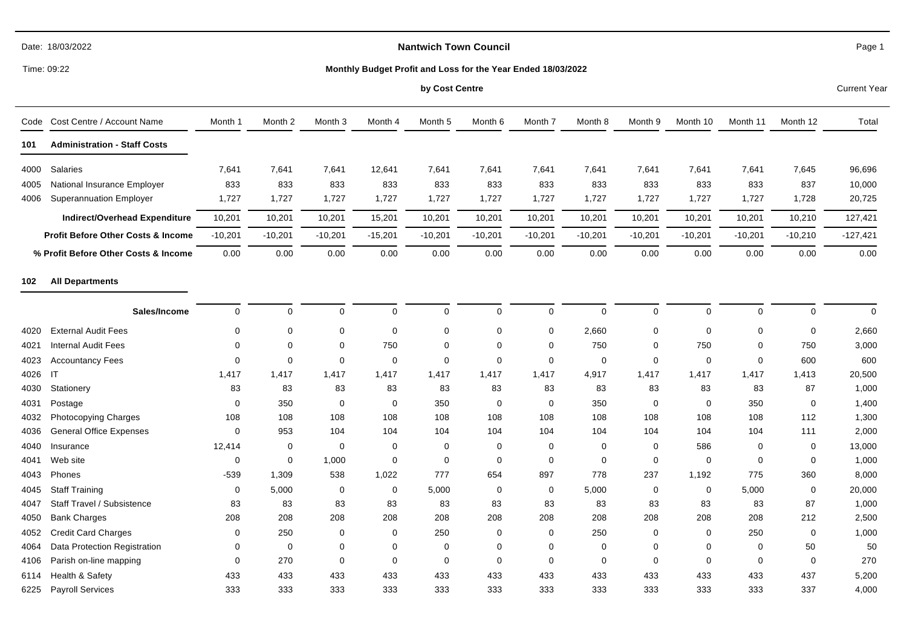# Nantwich Town Council

## Monthly Budget Profit and Loss for the Year Ended 18/03/2022

### by Cost Centre

Date: 18/03/2022

Time: 09:22

Current Year

| Code | Cost Centre / Account Name | Month 1 | Month 2 | Month 3 | Month 4 | Month 5 | Month 6 | Month 7 | Month 8 | Month 9 | Month 10 | Month 11 | Month 12 | Total |
|---|---|---|---|---|---|---|---|---|---|---|---|---|---|---|
| **101** | **Administration - Staff Costs** | | | | | | | | | | | | | |
| 4000 | Salaries | 7,641 | 7,641 | 7,641 | 12,641 | 7,641 | 7,641 | 7,641 | 7,641 | 7,641 | 7,641 | 7,641 | 7,645 | 96,696 |
| 4005 | National Insurance Employer | 833 | 833 | 833 | 833 | 833 | 833 | 833 | 833 | 833 | 833 | 833 | 837 | 10,000 |
| 4006 | Superannuation Employer | 1,727 | 1,727 | 1,727 | 1,727 | 1,727 | 1,727 | 1,727 | 1,727 | 1,727 | 1,727 | 1,727 | 1,728 | 20,725 |
| | **Indirect/Overhead Expenditure** | 10,201 | 10,201 | 10,201 | 15,201 | 10,201 | 10,201 | 10,201 | 10,201 | 10,201 | 10,201 | 10,201 | 10,210 | 127,421 |
| | **Profit Before Other Costs & Income** | -10,201 | -10,201 | -10,201 | -15,201 | -10,201 | -10,201 | -10,201 | -10,201 | -10,201 | -10,201 | -10,201 | -10,210 | -127,421 |
| | **% Profit Before Other Costs & Income** | 0.00 | 0.00 | 0.00 | 0.00 | 0.00 | 0.00 | 0.00 | 0.00 | 0.00 | 0.00 | 0.00 | 0.00 | 0.00 |
| **102** | **All Departments** | | | | | | | | | | | | | |
| | **Sales/Income** | 0 | 0 | 0 | 0 | 0 | 0 | 0 | 0 | 0 | 0 | 0 | 0 | 0 |
| 4020 | External Audit Fees | 0 | 0 | 0 | 0 | 0 | 0 | 0 | 2,660 | 0 | 0 | 0 | 0 | 2,660 |
| 4021 | Internal Audit Fees | 0 | 0 | 0 | 750 | 0 | 0 | 0 | 750 | 0 | 750 | 0 | 750 | 3,000 |
| 4023 | Accountancy Fees | 0 | 0 | 0 | 0 | 0 | 0 | 0 | 0 | 0 | 0 | 0 | 600 | 600 |
| 4026 | IT | 1,417 | 1,417 | 1,417 | 1,417 | 1,417 | 1,417 | 1,417 | 4,917 | 1,417 | 1,417 | 1,417 | 1,413 | 20,500 |
| 4030 | Stationery | 83 | 83 | 83 | 83 | 83 | 83 | 83 | 83 | 83 | 83 | 83 | 87 | 1,000 |
| 4031 | Postage | 0 | 350 | 0 | 0 | 350 | 0 | 0 | 350 | 0 | 0 | 350 | 0 | 1,400 |
| 4032 | Photocopying Charges | 108 | 108 | 108 | 108 | 108 | 108 | 108 | 108 | 108 | 108 | 108 | 112 | 1,300 |
| 4036 | General Office Expenses | 0 | 953 | 104 | 104 | 104 | 104 | 104 | 104 | 104 | 104 | 104 | 111 | 2,000 |
| 4040 | Insurance | 12,414 | 0 | 0 | 0 | 0 | 0 | 0 | 0 | 0 | 586 | 0 | 0 | 13,000 |
| 4041 | Web site | 0 | 0 | 1,000 | 0 | 0 | 0 | 0 | 0 | 0 | 0 | 0 | 0 | 1,000 |
| 4043 | Phones | -539 | 1,309 | 538 | 1,022 | 777 | 654 | 897 | 778 | 237 | 1,192 | 775 | 360 | 8,000 |
| 4045 | Staff Training | 0 | 5,000 | 0 | 0 | 5,000 | 0 | 0 | 5,000 | 0 | 0 | 5,000 | 0 | 20,000 |
| 4047 | Staff Travel / Subsistence | 83 | 83 | 83 | 83 | 83 | 83 | 83 | 83 | 83 | 83 | 83 | 87 | 1,000 |
| 4050 | Bank Charges | 208 | 208 | 208 | 208 | 208 | 208 | 208 | 208 | 208 | 208 | 208 | 212 | 2,500 |
| 4052 | Credit Card Charges | 0 | 250 | 0 | 0 | 250 | 0 | 0 | 250 | 0 | 0 | 250 | 0 | 1,000 |
| 4064 | Data Protection Registration | 0 | 0 | 0 | 0 | 0 | 0 | 0 | 0 | 0 | 0 | 0 | 50 | 50 |
| 4106 | Parish on-line mapping | 0 | 270 | 0 | 0 | 0 | 0 | 0 | 0 | 0 | 0 | 0 | 0 | 270 |
| 6114 | Health & Safety | 433 | 433 | 433 | 433 | 433 | 433 | 433 | 433 | 433 | 433 | 433 | 437 | 5,200 |
| 6225 | Payroll Services | 333 | 333 | 333 | 333 | 333 | 333 | 333 | 333 | 333 | 333 | 333 | 337 | 4,000 |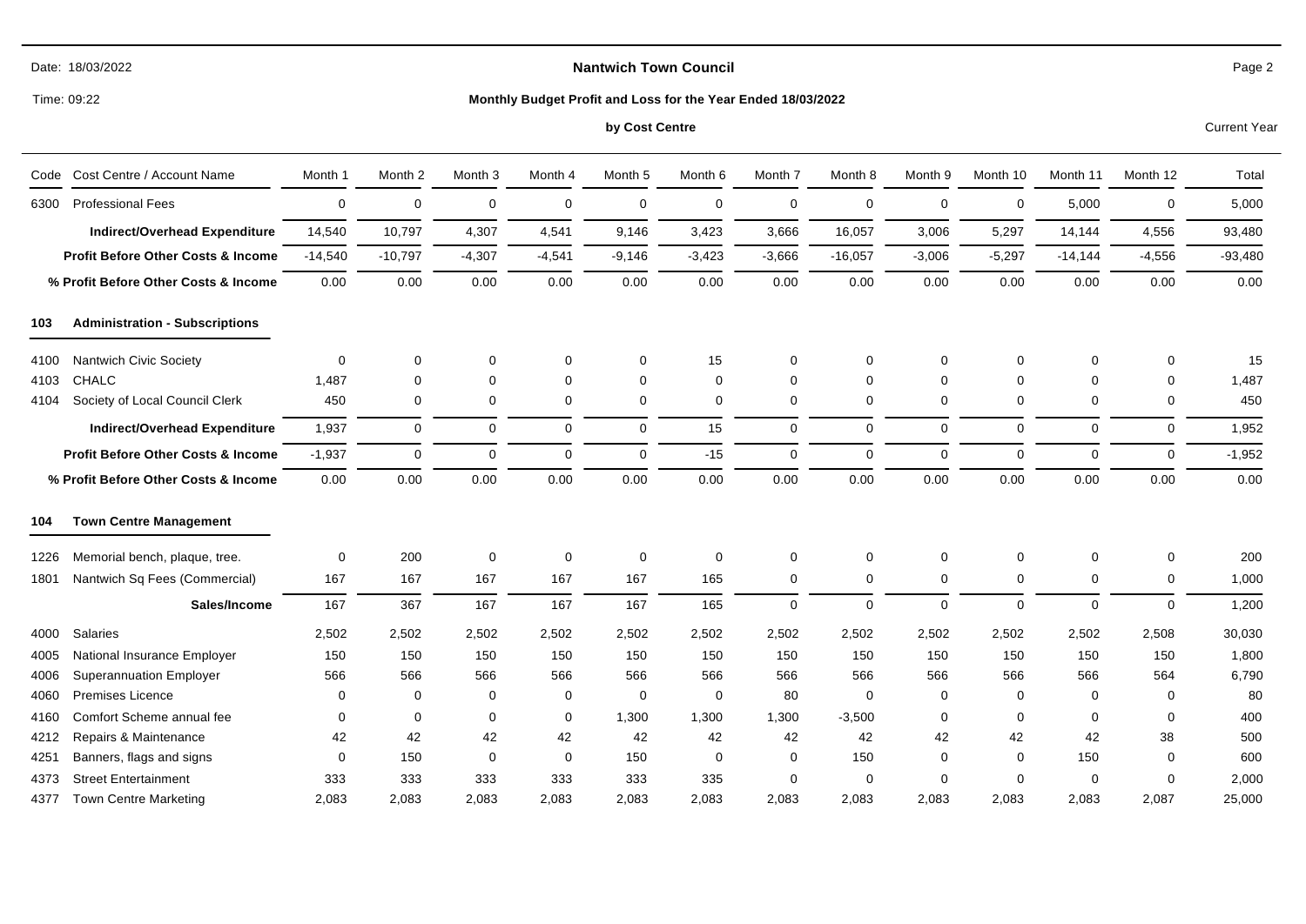| Code | Cost Centre / Account Name | Month 1 | Month 2 | Month 3 | Month 4 | Month 5 | Month 6 | Month 7 | Month 8 | Month 9 | Month 10 | Month 11 | Month 12 | Total |
|---|---|---|---|---|---|---|---|---|---|---|---|---|---|---|
| 6300 | Professional Fees | 0 | 0 | 0 | 0 | 0 | 0 | 0 | 0 | 0 | 0 | 5,000 | 0 | 5,000 |
| | **Indirect/Overhead Expenditure** | 14,540 | 10,797 | 4,307 | 4,541 | 9,146 | 3,423 | 3,666 | 16,057 | 3,006 | 5,297 | 14,144 | 4,556 | 93,480 |
| | **Profit Before Other Costs & Income** | -14,540 | -10,797 | -4,307 | -4,541 | -9,146 | -3,423 | -3,666 | -16,057 | -3,006 | -5,297 | -14,144 | -4,556 | -93,480 |
| | **% Profit Before Other Costs & Income** | 0.00 | 0.00 | 0.00 | 0.00 | 0.00 | 0.00 | 0.00 | 0.00 | 0.00 | 0.00 | 0.00 | 0.00 | 0.00 |
| **103** | **Administration - Subscriptions** | | | | | | | | | | | | | |
| 4100 | Nantwich Civic Society | 0 | 0 | 0 | 0 | 0 | 15 | 0 | 0 | 0 | 0 | 0 | 0 | 15 |
| 4103 | CHALC | 1,487 | 0 | 0 | 0 | 0 | 0 | 0 | 0 | 0 | 0 | 0 | 0 | 1,487 |
| 4104 | Society of Local Council Clerk | 450 | 0 | 0 | 0 | 0 | 0 | 0 | 0 | 0 | 0 | 0 | 0 | 450 |
| | **Indirect/Overhead Expenditure** | 1,937 | 0 | 0 | 0 | 0 | 15 | 0 | 0 | 0 | 0 | 0 | 0 | 1,952 |
| | **Profit Before Other Costs & Income** | -1,937 | 0 | 0 | 0 | 0 | -15 | 0 | 0 | 0 | 0 | 0 | 0 | -1,952 |
| | **% Profit Before Other Costs & Income** | 0.00 | 0.00 | 0.00 | 0.00 | 0.00 | 0.00 | 0.00 | 0.00 | 0.00 | 0.00 | 0.00 | 0.00 | 0.00 |
| **104** | **Town Centre Management** | | | | | | | | | | | | | |
| 1226 | Memorial bench, plaque, tree. | 0 | 200 | 0 | 0 | 0 | 0 | 0 | 0 | 0 | 0 | 0 | 0 | 200 |
| 1801 | Nantwich Sq Fees (Commercial) | 167 | 167 | 167 | 167 | 167 | 165 | 0 | 0 | 0 | 0 | 0 | 0 | 1,000 |
| | **Sales/Income** | 167 | 367 | 167 | 167 | 167 | 165 | 0 | 0 | 0 | 0 | 0 | 0 | 1,200 |
| 4000 | Salaries | 2,502 | 2,502 | 2,502 | 2,502 | 2,502 | 2,502 | 2,502 | 2,502 | 2,502 | 2,502 | 2,502 | 2,508 | 30,030 |
| 4005 | National Insurance Employer | 150 | 150 | 150 | 150 | 150 | 150 | 150 | 150 | 150 | 150 | 150 | 150 | 1,800 |
| 4006 | Superannuation Employer | 566 | 566 | 566 | 566 | 566 | 566 | 566 | 566 | 566 | 566 | 566 | 564 | 6,790 |
| 4060 | Premises Licence | 0 | 0 | 0 | 0 | 0 | 0 | 80 | 0 | 0 | 0 | 0 | 0 | 80 |
| 4160 | Comfort Scheme annual fee | 0 | 0 | 0 | 0 | 1,300 | 1,300 | 1,300 | -3,500 | 0 | 0 | 0 | 0 | 400 |
| 4212 | Repairs & Maintenance | 42 | 42 | 42 | 42 | 42 | 42 | 42 | 42 | 42 | 42 | 42 | 38 | 500 |
| 4251 | Banners, flags and signs | 0 | 150 | 0 | 0 | 150 | 0 | 0 | 150 | 0 | 0 | 150 | 0 | 600 |
| 4373 | Street Entertainment | 333 | 333 | 333 | 333 | 333 | 335 | 0 | 0 | 0 | 0 | 0 | 0 | 2,000 |
| 4377 | Town Centre Marketing | 2,083 | 2,083 | 2,083 | 2,083 | 2,083 | 2,083 | 2,083 | 2,083 | 2,083 | 2,083 | 2,083 | 2,087 | 25,000 |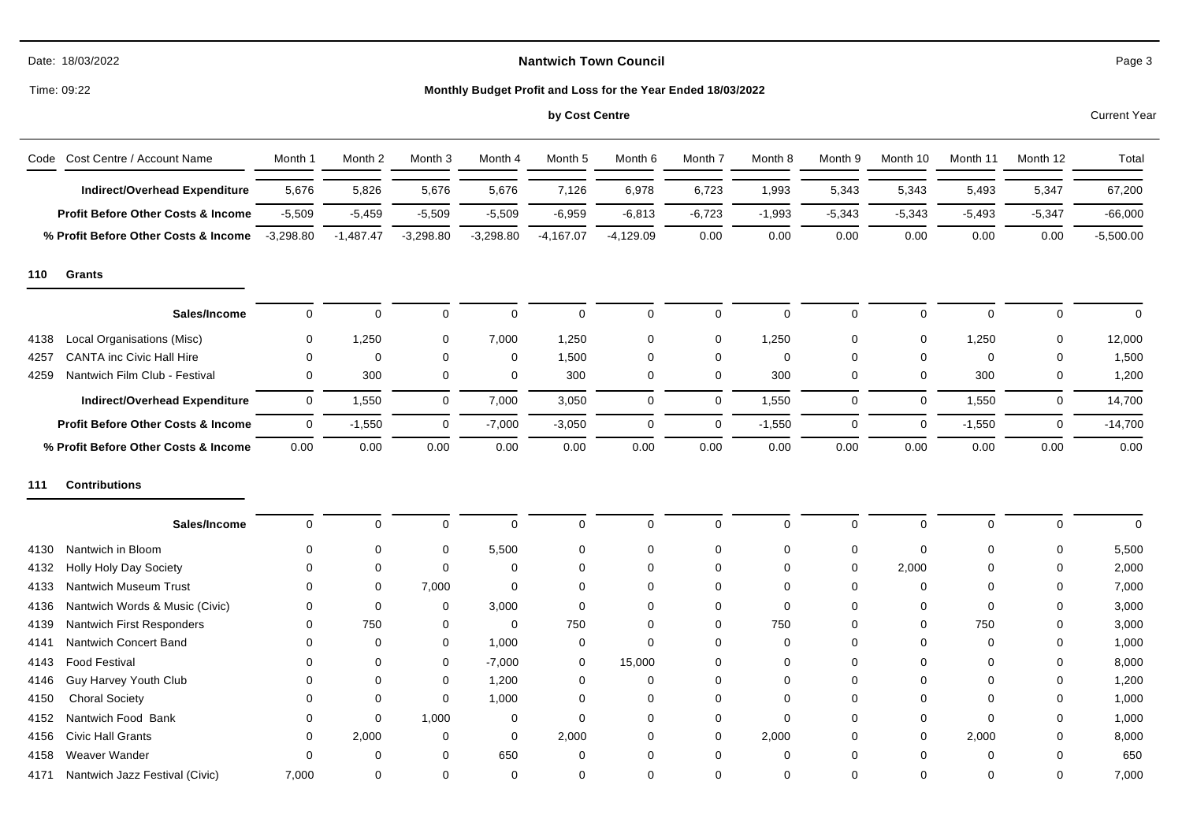| Code | Cost Centre / Account Name | Month 1 | Month 2 | Month 3 | Month 4 | Month 5 | Month 6 | Month 7 | Month 8 | Month 9 | Month 10 | Month 11 | Month 12 | Total |
|---|---|---|---|---|---|---|---|---|---|---|---|---|---|---|
| | **Indirect/Overhead Expenditure** | 5,676 | 5,826 | 5,676 | 5,676 | 7,126 | 6,978 | 6,723 | 1,993 | 5,343 | 5,343 | 5,493 | 5,347 | 67,200 |
| | **Profit Before Other Costs & Income** | -5,509 | -5,459 | -5,509 | -5,509 | -6,959 | -6,813 | -6,723 | -1,993 | -5,343 | -5,343 | -5,493 | -5,347 | -66,000 |
| | **% Profit Before Other Costs & Income** | -3,298.80 | -1,487.47 | -3,298.80 | -3,298.80 | -4,167.07 | -4,129.09 | 0.00 | 0.00 | 0.00 | 0.00 | 0.00 | 0.00 | -5,500.00 |
| **110** | **Grants** | | | | | | | | | | | | | |
| | **Sales/Income** | 0 | 0 | 0 | 0 | 0 | 0 | 0 | 0 | 0 | 0 | 0 | 0 | 0 |
| 4138 | Local Organisations (Misc) | 0 | 1,250 | 0 | 7,000 | 1,250 | 0 | 0 | 1,250 | 0 | 0 | 1,250 | 0 | 12,000 |
| 4257 | CANTA inc Civic Hall Hire | 0 | 0 | 0 | 0 | 1,500 | 0 | 0 | 0 | 0 | 0 | 0 | 0 | 1,500 |
| 4259 | Nantwich Film Club - Festival | 0 | 300 | 0 | 0 | 300 | 0 | 0 | 300 | 0 | 0 | 300 | 0 | 1,200 |
| | **Indirect/Overhead Expenditure** | 0 | 1,550 | 0 | 7,000 | 3,050 | 0 | 0 | 1,550 | 0 | 0 | 1,550 | 0 | 14,700 |
| | **Profit Before Other Costs & Income** | 0 | -1,550 | 0 | -7,000 | -3,050 | 0 | 0 | -1,550 | 0 | 0 | -1,550 | 0 | -14,700 |
| | **% Profit Before Other Costs & Income** | 0.00 | 0.00 | 0.00 | 0.00 | 0.00 | 0.00 | 0.00 | 0.00 | 0.00 | 0.00 | 0.00 | 0.00 | 0.00 |
| **111** | **Contributions** | | | | | | | | | | | | | |
| | **Sales/Income** | 0 | 0 | 0 | 0 | 0 | 0 | 0 | 0 | 0 | 0 | 0 | 0 | 0 |
| 4130 | Nantwich in Bloom | 0 | 0 | 0 | 5,500 | 0 | 0 | 0 | 0 | 0 | 0 | 0 | 0 | 5,500 |
| 4132 | Holly Holy Day Society | 0 | 0 | 0 | 0 | 0 | 0 | 0 | 0 | 0 | 2,000 | 0 | 0 | 2,000 |
| 4133 | Nantwich Museum Trust | 0 | 0 | 7,000 | 0 | 0 | 0 | 0 | 0 | 0 | 0 | 0 | 0 | 7,000 |
| 4136 | Nantwich Words & Music (Civic) | 0 | 0 | 0 | 3,000 | 0 | 0 | 0 | 0 | 0 | 0 | 0 | 0 | 3,000 |
| 4139 | Nantwich First Responders | 0 | 750 | 0 | 0 | 750 | 0 | 0 | 750 | 0 | 0 | 750 | 0 | 3,000 |
| 4141 | Nantwich Concert Band | 0 | 0 | 0 | 1,000 | 0 | 0 | 0 | 0 | 0 | 0 | 0 | 0 | 1,000 |
| 4143 | Food Festival | 0 | 0 | 0 | -7,000 | 0 | 15,000 | 0 | 0 | 0 | 0 | 0 | 0 | 8,000 |
| 4146 | Guy Harvey Youth Club | 0 | 0 | 0 | 1,200 | 0 | 0 | 0 | 0 | 0 | 0 | 0 | 0 | 1,200 |
| 4150 | Choral Society | 0 | 0 | 0 | 1,000 | 0 | 0 | 0 | 0 | 0 | 0 | 0 | 0 | 1,000 |
| 4152 | Nantwich Food Bank | 0 | 0 | 1,000 | 0 | 0 | 0 | 0 | 0 | 0 | 0 | 0 | 0 | 1,000 |
| 4156 | Civic Hall Grants | 0 | 2,000 | 0 | 0 | 2,000 | 0 | 0 | 2,000 | 0 | 0 | 2,000 | 0 | 8,000 |
| 4158 | Weaver Wander | 0 | 0 | 0 | 650 | 0 | 0 | 0 | 0 | 0 | 0 | 0 | 0 | 650 |
| 4171 | Nantwich Jazz Festival (Civic) | 7,000 | 0 | 0 | 0 | 0 | 0 | 0 | 0 | 0 | 0 | 0 | 0 | 7,000 |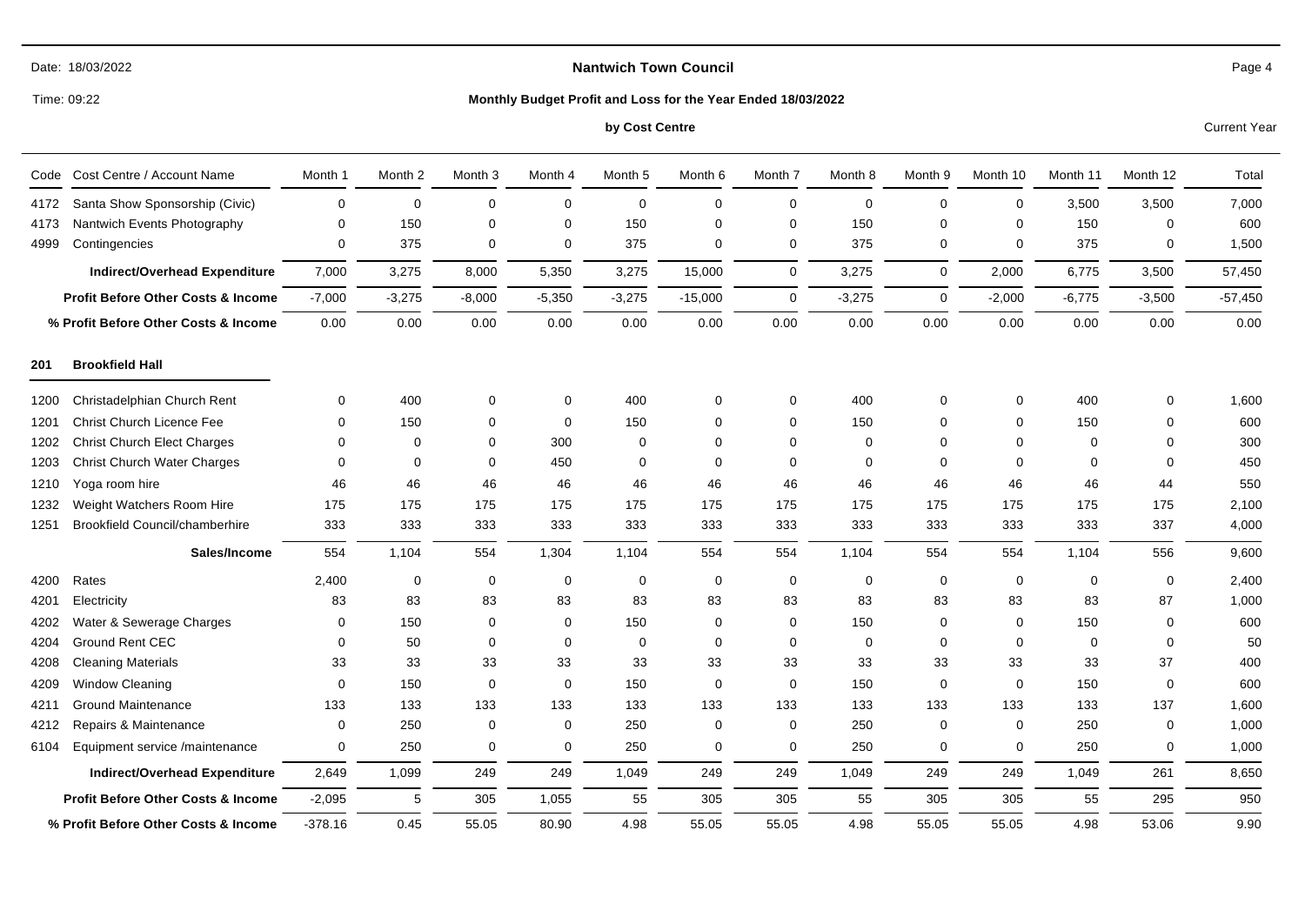**Nantwich Town Council**

**Monthly Budget Profit and Loss for the Year Ended 18/03/2022**

**by Cost Centre**

Current Year

| Code | Cost Centre / Account Name | Month 1 | Month 2 | Month 3 | Month 4 | Month 5 | Month 6 | Month 7 | Month 8 | Month 9 | Month 10 | Month 11 | Month 12 | Total |
|---|---|---|---|---|---|---|---|---|---|---|---|---|---|---|
| 4172 | Santa Show Sponsorship (Civic) | 0 | 0 | 0 | 0 | 0 | 0 | 0 | 0 | 0 | 0 | 3,500 | 3,500 | 7,000 |
| 4173 | Nantwich Events Photography | 0 | 150 | 0 | 0 | 150 | 0 | 0 | 150 | 0 | 0 | 150 | 0 | 600 |
| 4999 | Contingencies | 0 | 375 | 0 | 0 | 375 | 0 | 0 | 375 | 0 | 0 | 375 | 0 | 1,500 |
| | **Indirect/Overhead Expenditure** | 7,000 | 3,275 | 8,000 | 5,350 | 3,275 | 15,000 | 0 | 3,275 | 0 | 2,000 | 6,775 | 3,500 | 57,450 |
| | **Profit Before Other Costs & Income** | -7,000 | -3,275 | -8,000 | -5,350 | -3,275 | -15,000 | 0 | -3,275 | 0 | -2,000 | -6,775 | -3,500 | -57,450 |
| | **% Profit Before Other Costs & Income** | 0.00 | 0.00 | 0.00 | 0.00 | 0.00 | 0.00 | 0.00 | 0.00 | 0.00 | 0.00 | 0.00 | 0.00 | 0.00 |
| **201** | **Brookfield Hall** | | | | | | | | | | | | | |
| 1200 | Christadelphian Church Rent | 0 | 400 | 0 | 0 | 400 | 0 | 0 | 400 | 0 | 0 | 400 | 0 | 1,600 |
| 1201 | Christ Church Licence Fee | 0 | 150 | 0 | 0 | 150 | 0 | 0 | 150 | 0 | 0 | 150 | 0 | 600 |
| 1202 | Christ Church Elect Charges | 0 | 0 | 0 | 300 | 0 | 0 | 0 | 0 | 0 | 0 | 0 | 0 | 300 |
| 1203 | Christ Church Water Charges | 0 | 0 | 0 | 450 | 0 | 0 | 0 | 0 | 0 | 0 | 0 | 0 | 450 |
| 1210 | Yoga room hire | 46 | 46 | 46 | 46 | 46 | 46 | 46 | 46 | 46 | 46 | 46 | 44 | 550 |
| 1232 | Weight Watchers Room Hire | 175 | 175 | 175 | 175 | 175 | 175 | 175 | 175 | 175 | 175 | 175 | 175 | 2,100 |
| 1251 | Brookfield Council/chamberhire | 333 | 333 | 333 | 333 | 333 | 333 | 333 | 333 | 333 | 333 | 333 | 337 | 4,000 |
| | **Sales/Income** | 554 | 1,104 | 554 | 1,304 | 1,104 | 554 | 554 | 1,104 | 554 | 554 | 1,104 | 556 | 9,600 |
| 4200 | Rates | 2,400 | 0 | 0 | 0 | 0 | 0 | 0 | 0 | 0 | 0 | 0 | 0 | 2,400 |
| 4201 | Electricity | 83 | 83 | 83 | 83 | 83 | 83 | 83 | 83 | 83 | 83 | 83 | 87 | 1,000 |
| 4202 | Water & Sewerage Charges | 0 | 150 | 0 | 0 | 150 | 0 | 0 | 150 | 0 | 0 | 150 | 0 | 600 |
| 4204 | Ground Rent CEC | 0 | 50 | 0 | 0 | 0 | 0 | 0 | 0 | 0 | 0 | 0 | 0 | 50 |
| 4208 | Cleaning Materials | 33 | 33 | 33 | 33 | 33 | 33 | 33 | 33 | 33 | 33 | 33 | 37 | 400 |
| 4209 | Window Cleaning | 0 | 150 | 0 | 0 | 150 | 0 | 0 | 150 | 0 | 0 | 150 | 0 | 600 |
| 4211 | Ground Maintenance | 133 | 133 | 133 | 133 | 133 | 133 | 133 | 133 | 133 | 133 | 133 | 137 | 1,600 |
| 4212 | Repairs & Maintenance | 0 | 250 | 0 | 0 | 250 | 0 | 0 | 250 | 0 | 0 | 250 | 0 | 1,000 |
| 6104 | Equipment service /maintenance | 0 | 250 | 0 | 0 | 250 | 0 | 0 | 250 | 0 | 0 | 250 | 0 | 1,000 |
| | **Indirect/Overhead Expenditure** | 2,649 | 1,099 | 249 | 249 | 1,049 | 249 | 249 | 1,049 | 249 | 249 | 1,049 | 261 | 8,650 |
| | **Profit Before Other Costs & Income** | -2,095 | 5 | 305 | 1,055 | 55 | 305 | 305 | 55 | 305 | 305 | 55 | 295 | 950 |
| | **% Profit Before Other Costs & Income** | -378.16 | 0.45 | 55.05 | 80.90 | 4.98 | 55.05 | 55.05 | 4.98 | 55.05 | 55.05 | 4.98 | 53.06 | 9.90 |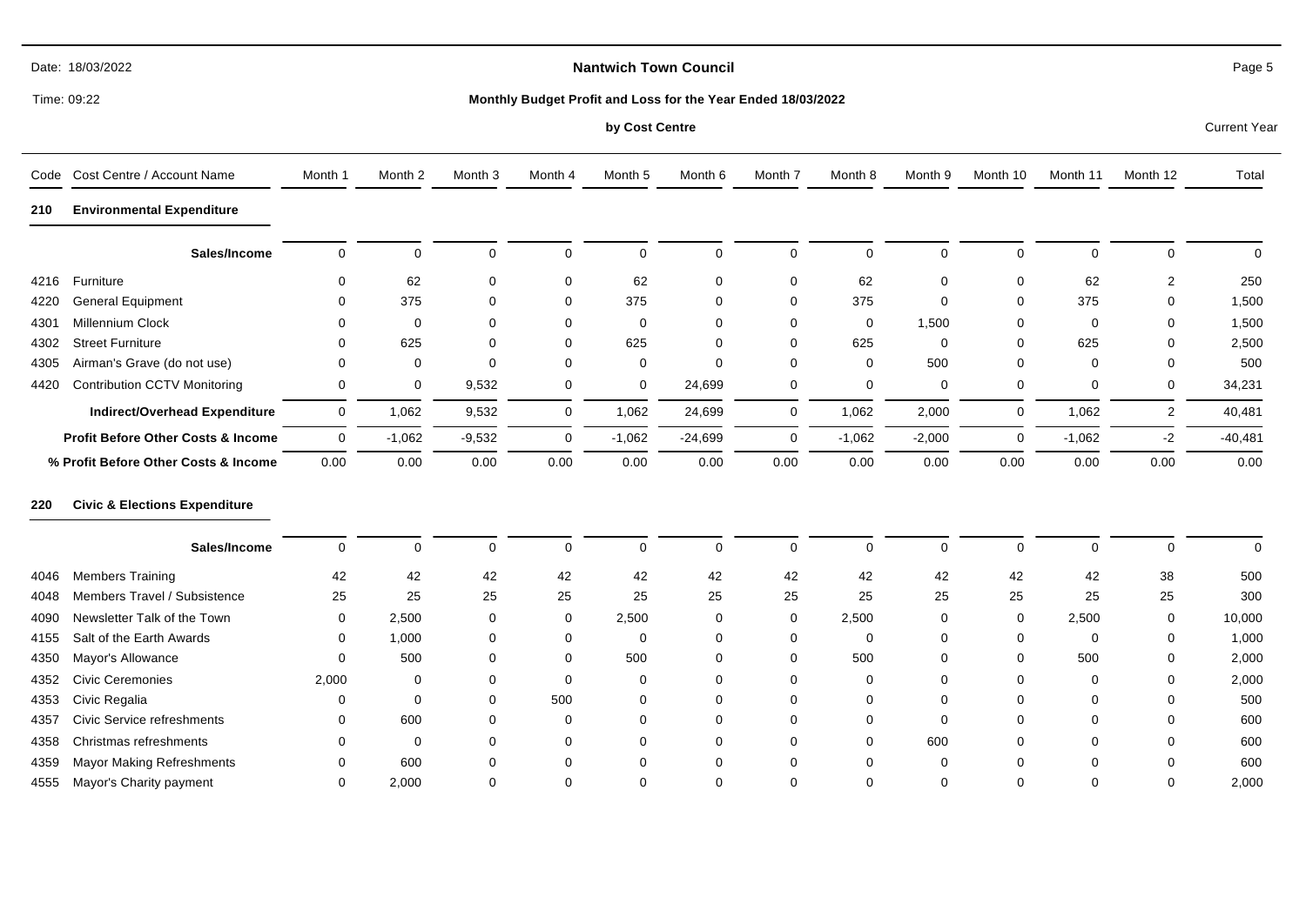Date: 18/03/2022

Time: 09:22

# Nantwich Town Council

## Monthly Budget Profit and Loss for the Year Ended 18/03/2022

### by Cost Centre

Current Year

| Code | Cost Centre / Account Name | Month 1 | Month 2 | Month 3 | Month 4 | Month 5 | Month 6 | Month 7 | Month 8 | Month 9 | Month 10 | Month 11 | Month 12 | Total |
|---|---|---|---|---|---|---|---|---|---|---|---|---|---|---|
| **210** | **Environmental Expenditure** | | | | | | | | | | | | | |
| | **Sales/Income** | 0 | 0 | 0 | 0 | 0 | 0 | 0 | 0 | 0 | 0 | 0 | 0 | 0 |
| 4216 | Furniture | 0 | 62 | 0 | 0 | 62 | 0 | 0 | 62 | 0 | 0 | 62 | 2 | 250 |
| 4220 | General Equipment | 0 | 375 | 0 | 0 | 375 | 0 | 0 | 375 | 0 | 0 | 375 | 0 | 1,500 |
| 4301 | Millennium Clock | 0 | 0 | 0 | 0 | 0 | 0 | 0 | 0 | 1,500 | 0 | 0 | 0 | 1,500 |
| 4302 | Street Furniture | 0 | 625 | 0 | 0 | 625 | 0 | 0 | 625 | 0 | 0 | 625 | 0 | 2,500 |
| 4305 | Airman's Grave (do not use) | 0 | 0 | 0 | 0 | 0 | 0 | 0 | 0 | 500 | 0 | 0 | 0 | 500 |
| 4420 | Contribution CCTV Monitoring | 0 | 0 | 9,532 | 0 | 0 | 24,699 | 0 | 0 | 0 | 0 | 0 | 0 | 34,231 |
| | **Indirect/Overhead Expenditure** | 0 | 1,062 | 9,532 | 0 | 1,062 | 24,699 | 0 | 1,062 | 2,000 | 0 | 1,062 | 2 | 40,481 |
| | **Profit Before Other Costs & Income** | 0 | -1,062 | -9,532 | 0 | -1,062 | -24,699 | 0 | -1,062 | -2,000 | 0 | -1,062 | -2 | -40,481 |
| | **% Profit Before Other Costs & Income** | 0.00 | 0.00 | 0.00 | 0.00 | 0.00 | 0.00 | 0.00 | 0.00 | 0.00 | 0.00 | 0.00 | 0.00 | 0.00 |
| **220** | **Civic & Elections Expenditure** | | | | | | | | | | | | | |
| | **Sales/Income** | 0 | 0 | 0 | 0 | 0 | 0 | 0 | 0 | 0 | 0 | 0 | 0 | 0 |
| 4046 | Members Training | 42 | 42 | 42 | 42 | 42 | 42 | 42 | 42 | 42 | 42 | 42 | 38 | 500 |
| 4048 | Members Travel / Subsistence | 25 | 25 | 25 | 25 | 25 | 25 | 25 | 25 | 25 | 25 | 25 | 25 | 300 |
| 4090 | Newsletter Talk of the Town | 0 | 2,500 | 0 | 0 | 2,500 | 0 | 0 | 2,500 | 0 | 0 | 2,500 | 0 | 10,000 |
| 4155 | Salt of the Earth Awards | 0 | 1,000 | 0 | 0 | 0 | 0 | 0 | 0 | 0 | 0 | 0 | 0 | 1,000 |
| 4350 | Mayor's Allowance | 0 | 500 | 0 | 0 | 500 | 0 | 0 | 500 | 0 | 0 | 500 | 0 | 2,000 |
| 4352 | Civic Ceremonies | 2,000 | 0 | 0 | 0 | 0 | 0 | 0 | 0 | 0 | 0 | 0 | 0 | 2,000 |
| 4353 | Civic Regalia | 0 | 0 | 0 | 500 | 0 | 0 | 0 | 0 | 0 | 0 | 0 | 0 | 500 |
| 4357 | Civic Service refreshments | 0 | 600 | 0 | 0 | 0 | 0 | 0 | 0 | 0 | 0 | 0 | 0 | 600 |
| 4358 | Christmas refreshments | 0 | 0 | 0 | 0 | 0 | 0 | 0 | 0 | 600 | 0 | 0 | 0 | 600 |
| 4359 | Mayor Making Refreshments | 0 | 600 | 0 | 0 | 0 | 0 | 0 | 0 | 0 | 0 | 0 | 0 | 600 |
| 4555 | Mayor's Charity payment | 0 | 2,000 | 0 | 0 | 0 | 0 | 0 | 0 | 0 | 0 | 0 | 0 | 2,000 |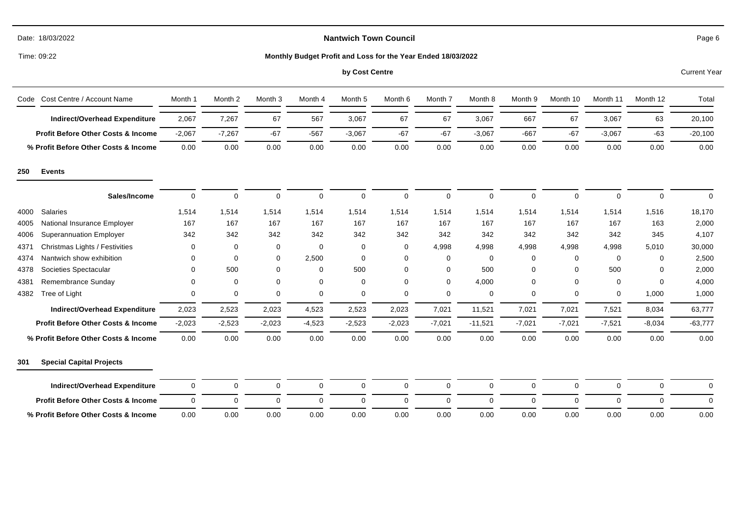**Nantwich Town Council**

**Monthly Budget Profit and Loss for the Year Ended 18/03/2022**

**by Cost Centre**

Current Year

| Code | Cost Centre / Account Name | Month 1 | Month 2 | Month 3 | Month 4 | Month 5 | Month 6 | Month 7 | Month 8 | Month 9 | Month 10 | Month 11 | Month 12 | Total |
|---|---|---|---|---|---|---|---|---|---|---|---|---|---|---|
| | **Indirect/Overhead Expenditure** | 2,067 | 7,267 | 67 | 567 | 3,067 | 67 | 67 | 3,067 | 667 | 67 | 3,067 | 63 | 20,100 |
| | **Profit Before Other Costs & Income** | -2,067 | -7,267 | -67 | -567 | -3,067 | -67 | -67 | -3,067 | -667 | -67 | -3,067 | -63 | -20,100 |
| | **% Profit Before Other Costs & Income** | 0.00 | 0.00 | 0.00 | 0.00 | 0.00 | 0.00 | 0.00 | 0.00 | 0.00 | 0.00 | 0.00 | 0.00 | 0.00 |
| **250** | **Events** | | | | | | | | | | | | | |
| | **Sales/Income** | 0 | 0 | 0 | 0 | 0 | 0 | 0 | 0 | 0 | 0 | 0 | 0 | 0 |
| 4000 | Salaries | 1,514 | 1,514 | 1,514 | 1,514 | 1,514 | 1,514 | 1,514 | 1,514 | 1,514 | 1,514 | 1,514 | 1,516 | 18,170 |
| 4005 | National Insurance Employer | 167 | 167 | 167 | 167 | 167 | 167 | 167 | 167 | 167 | 167 | 167 | 163 | 2,000 |
| 4006 | Superannuation Employer | 342 | 342 | 342 | 342 | 342 | 342 | 342 | 342 | 342 | 342 | 342 | 345 | 4,107 |
| 4371 | Christmas Lights / Festivities | 0 | 0 | 0 | 0 | 0 | 0 | 4,998 | 4,998 | 4,998 | 4,998 | 4,998 | 5,010 | 30,000 |
| 4374 | Nantwich show exhibition | 0 | 0 | 0 | 2,500 | 0 | 0 | 0 | 0 | 0 | 0 | 0 | 0 | 2,500 |
| 4378 | Societies Spectacular | 0 | 500 | 0 | 0 | 500 | 0 | 0 | 500 | 0 | 0 | 500 | 0 | 2,000 |
| 4381 | Remembrance Sunday | 0 | 0 | 0 | 0 | 0 | 0 | 0 | 4,000 | 0 | 0 | 0 | 0 | 4,000 |
| 4382 | Tree of Light | 0 | 0 | 0 | 0 | 0 | 0 | 0 | 0 | 0 | 0 | 0 | 1,000 | 1,000 |
| | **Indirect/Overhead Expenditure** | 2,023 | 2,523 | 2,023 | 4,523 | 2,523 | 2,023 | 7,021 | 11,521 | 7,021 | 7,021 | 7,521 | 8,034 | 63,777 |
| | **Profit Before Other Costs & Income** | -2,023 | -2,523 | -2,023 | -4,523 | -2,523 | -2,023 | -7,021 | -11,521 | -7,021 | -7,021 | -7,521 | -8,034 | -63,777 |
| | **% Profit Before Other Costs & Income** | 0.00 | 0.00 | 0.00 | 0.00 | 0.00 | 0.00 | 0.00 | 0.00 | 0.00 | 0.00 | 0.00 | 0.00 | 0.00 |
| **301** | **Special Capital Projects** | | | | | | | | | | | | | |
| | **Indirect/Overhead Expenditure** | 0 | 0 | 0 | 0 | 0 | 0 | 0 | 0 | 0 | 0 | 0 | 0 | 0 |
| | **Profit Before Other Costs & Income** | 0 | 0 | 0 | 0 | 0 | 0 | 0 | 0 | 0 | 0 | 0 | 0 | 0 |
| | **% Profit Before Other Costs & Income** | 0.00 | 0.00 | 0.00 | 0.00 | 0.00 | 0.00 | 0.00 | 0.00 | 0.00 | 0.00 | 0.00 | 0.00 | 0.00 |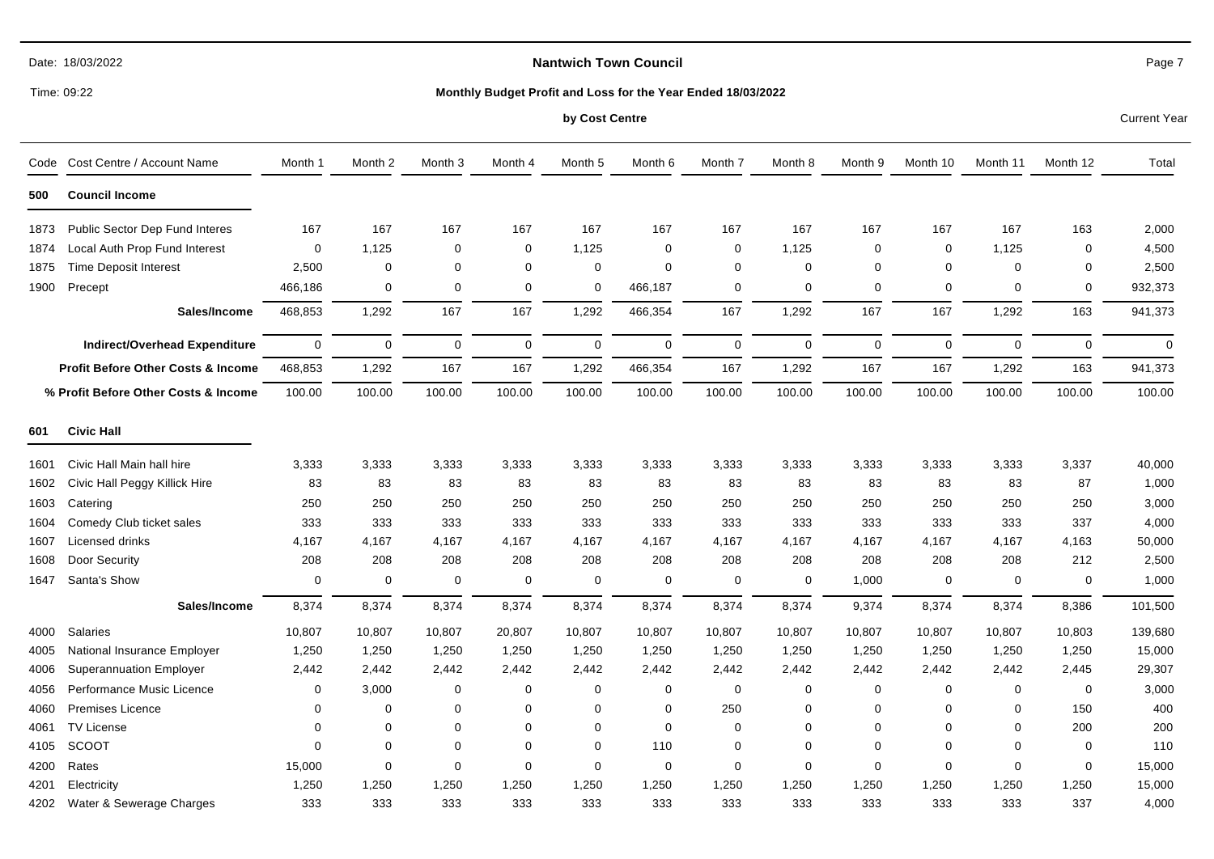# Nantwich Town Council

## Monthly Budget Profit and Loss for the Year Ended 18/03/2022

### by Cost Centre

Date: 18/03/2022

Time: 09:22

Current Year

| Code | Cost Centre / Account Name | Month 1 | Month 2 | Month 3 | Month 4 | Month 5 | Month 6 | Month 7 | Month 8 | Month 9 | Month 10 | Month 11 | Month 12 | Total |
|---|---|---|---|---|---|---|---|---|---|---|---|---|---|---|
| **500** | **Council Income** | | | | | | | | | | | | | |
| 1873 | Public Sector Dep Fund Interes | 167 | 167 | 167 | 167 | 167 | 167 | 167 | 167 | 167 | 167 | 167 | 163 | 2,000 |
| 1874 | Local Auth Prop Fund Interest | 0 | 1,125 | 0 | 0 | 1,125 | 0 | 0 | 1,125 | 0 | 0 | 1,125 | 0 | 4,500 |
| 1875 | Time Deposit Interest | 2,500 | 0 | 0 | 0 | 0 | 0 | 0 | 0 | 0 | 0 | 0 | 0 | 2,500 |
| 1900 | Precept | 466,186 | 0 | 0 | 0 | 0 | 466,187 | 0 | 0 | 0 | 0 | 0 | 0 | 932,373 |
| | **Sales/Income** | 468,853 | 1,292 | 167 | 167 | 1,292 | 466,354 | 167 | 1,292 | 167 | 167 | 1,292 | 163 | 941,373 |
| | **Indirect/Overhead Expenditure** | 0 | 0 | 0 | 0 | 0 | 0 | 0 | 0 | 0 | 0 | 0 | 0 | 0 |
| | **Profit Before Other Costs & Income** | 468,853 | 1,292 | 167 | 167 | 1,292 | 466,354 | 167 | 1,292 | 167 | 167 | 1,292 | 163 | 941,373 |
| | **% Profit Before Other Costs & Income** | 100.00 | 100.00 | 100.00 | 100.00 | 100.00 | 100.00 | 100.00 | 100.00 | 100.00 | 100.00 | 100.00 | 100.00 | 100.00 |
| **601** | **Civic Hall** | | | | | | | | | | | | | |
| 1601 | Civic Hall Main hall hire | 3,333 | 3,333 | 3,333 | 3,333 | 3,333 | 3,333 | 3,333 | 3,333 | 3,333 | 3,333 | 3,333 | 3,337 | 40,000 |
| 1602 | Civic Hall Peggy Killick Hire | 83 | 83 | 83 | 83 | 83 | 83 | 83 | 83 | 83 | 83 | 83 | 87 | 1,000 |
| 1603 | Catering | 250 | 250 | 250 | 250 | 250 | 250 | 250 | 250 | 250 | 250 | 250 | 250 | 3,000 |
| 1604 | Comedy Club ticket sales | 333 | 333 | 333 | 333 | 333 | 333 | 333 | 333 | 333 | 333 | 333 | 337 | 4,000 |
| 1607 | Licensed drinks | 4,167 | 4,167 | 4,167 | 4,167 | 4,167 | 4,167 | 4,167 | 4,167 | 4,167 | 4,167 | 4,167 | 4,163 | 50,000 |
| 1608 | Door Security | 208 | 208 | 208 | 208 | 208 | 208 | 208 | 208 | 208 | 208 | 208 | 212 | 2,500 |
| 1647 | Santa's Show | 0 | 0 | 0 | 0 | 0 | 0 | 0 | 0 | 1,000 | 0 | 0 | 0 | 1,000 |
| | **Sales/Income** | 8,374 | 8,374 | 8,374 | 8,374 | 8,374 | 8,374 | 8,374 | 8,374 | 9,374 | 8,374 | 8,374 | 8,386 | 101,500 |
| 4000 | Salaries | 10,807 | 10,807 | 10,807 | 20,807 | 10,807 | 10,807 | 10,807 | 10,807 | 10,807 | 10,807 | 10,807 | 10,803 | 139,680 |
| 4005 | National Insurance Employer | 1,250 | 1,250 | 1,250 | 1,250 | 1,250 | 1,250 | 1,250 | 1,250 | 1,250 | 1,250 | 1,250 | 1,250 | 15,000 |
| 4006 | Superannuation Employer | 2,442 | 2,442 | 2,442 | 2,442 | 2,442 | 2,442 | 2,442 | 2,442 | 2,442 | 2,442 | 2,442 | 2,445 | 29,307 |
| 4056 | Performance Music Licence | 0 | 3,000 | 0 | 0 | 0 | 0 | 0 | 0 | 0 | 0 | 0 | 0 | 3,000 |
| 4060 | Premises Licence | 0 | 0 | 0 | 0 | 0 | 0 | 250 | 0 | 0 | 0 | 0 | 150 | 400 |
| 4061 | TV License | 0 | 0 | 0 | 0 | 0 | 0 | 0 | 0 | 0 | 0 | 0 | 200 | 200 |
| 4105 | SCOOT | 0 | 0 | 0 | 0 | 0 | 110 | 0 | 0 | 0 | 0 | 0 | 0 | 110 |
| 4200 | Rates | 15,000 | 0 | 0 | 0 | 0 | 0 | 0 | 0 | 0 | 0 | 0 | 0 | 15,000 |
| 4201 | Electricity | 1,250 | 1,250 | 1,250 | 1,250 | 1,250 | 1,250 | 1,250 | 1,250 | 1,250 | 1,250 | 1,250 | 1,250 | 15,000 |
| 4202 | Water & Sewerage Charges | 333 | 333 | 333 | 333 | 333 | 333 | 333 | 333 | 333 | 333 | 333 | 337 | 4,000 |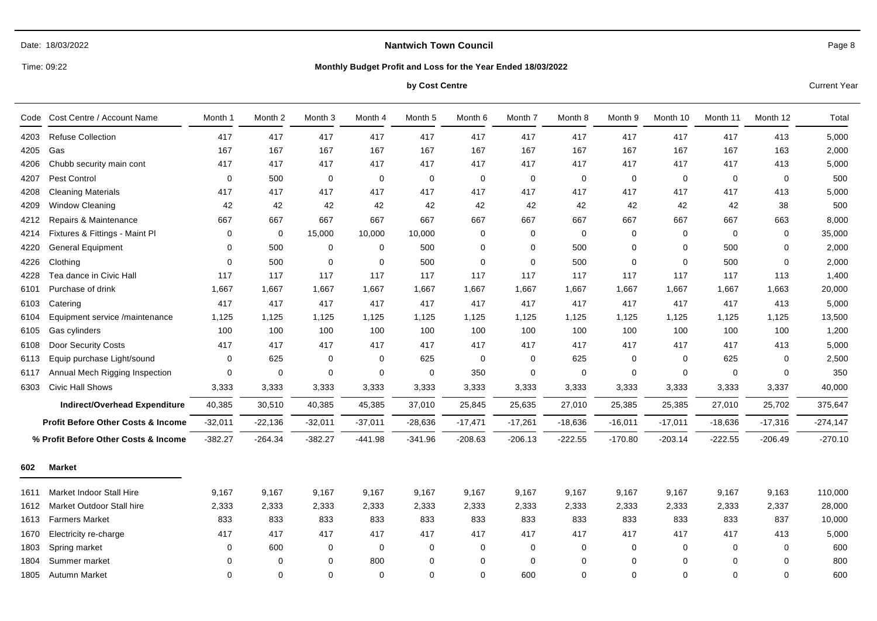Date: 18/03/2022

Time: 09:22

# Nantwich Town Council

## Monthly Budget Profit and Loss for the Year Ended 18/03/2022

### by Cost Centre

Current Year

| Code | Cost Centre / Account Name | Month 1 | Month 2 | Month 3 | Month 4 | Month 5 | Month 6 | Month 7 | Month 8 | Month 9 | Month 10 | Month 11 | Month 12 | Total |
|---|---|---|---|---|---|---|---|---|---|---|---|---|---|---|
| 4203 | Refuse Collection | 417 | 417 | 417 | 417 | 417 | 417 | 417 | 417 | 417 | 417 | 417 | 413 | 5,000 |
| 4205 | Gas | 167 | 167 | 167 | 167 | 167 | 167 | 167 | 167 | 167 | 167 | 167 | 163 | 2,000 |
| 4206 | Chubb security main cont | 417 | 417 | 417 | 417 | 417 | 417 | 417 | 417 | 417 | 417 | 417 | 413 | 5,000 |
| 4207 | Pest Control | 0 | 500 | 0 | 0 | 0 | 0 | 0 | 0 | 0 | 0 | 0 | 0 | 500 |
| 4208 | Cleaning Materials | 417 | 417 | 417 | 417 | 417 | 417 | 417 | 417 | 417 | 417 | 417 | 413 | 5,000 |
| 4209 | Window Cleaning | 42 | 42 | 42 | 42 | 42 | 42 | 42 | 42 | 42 | 42 | 42 | 38 | 500 |
| 4212 | Repairs & Maintenance | 667 | 667 | 667 | 667 | 667 | 667 | 667 | 667 | 667 | 667 | 667 | 663 | 8,000 |
| 4214 | Fixtures & Fittings - Maint Pl | 0 | 0 | 15,000 | 10,000 | 10,000 | 0 | 0 | 0 | 0 | 0 | 0 | 0 | 35,000 |
| 4220 | General Equipment | 0 | 500 | 0 | 0 | 500 | 0 | 0 | 500 | 0 | 0 | 500 | 0 | 2,000 |
| 4226 | Clothing | 0 | 500 | 0 | 0 | 500 | 0 | 0 | 500 | 0 | 0 | 500 | 0 | 2,000 |
| 4228 | Tea dance in Civic Hall | 117 | 117 | 117 | 117 | 117 | 117 | 117 | 117 | 117 | 117 | 117 | 113 | 1,400 |
| 6101 | Purchase of drink | 1,667 | 1,667 | 1,667 | 1,667 | 1,667 | 1,667 | 1,667 | 1,667 | 1,667 | 1,667 | 1,667 | 1,663 | 20,000 |
| 6103 | Catering | 417 | 417 | 417 | 417 | 417 | 417 | 417 | 417 | 417 | 417 | 417 | 413 | 5,000 |
| 6104 | Equipment service /maintenance | 1,125 | 1,125 | 1,125 | 1,125 | 1,125 | 1,125 | 1,125 | 1,125 | 1,125 | 1,125 | 1,125 | 1,125 | 13,500 |
| 6105 | Gas cylinders | 100 | 100 | 100 | 100 | 100 | 100 | 100 | 100 | 100 | 100 | 100 | 100 | 1,200 |
| 6108 | Door Security Costs | 417 | 417 | 417 | 417 | 417 | 417 | 417 | 417 | 417 | 417 | 417 | 413 | 5,000 |
| 6113 | Equip purchase Light/sound | 0 | 625 | 0 | 0 | 625 | 0 | 0 | 625 | 0 | 0 | 625 | 0 | 2,500 |
| 6117 | Annual Mech Rigging Inspection | 0 | 0 | 0 | 0 | 0 | 350 | 0 | 0 | 0 | 0 | 0 | 0 | 350 |
| 6303 | Civic Hall Shows | 3,333 | 3,333 | 3,333 | 3,333 | 3,333 | 3,333 | 3,333 | 3,333 | 3,333 | 3,333 | 3,333 | 3,337 | 40,000 |
| | **Indirect/Overhead Expenditure** | 40,385 | 30,510 | 40,385 | 45,385 | 37,010 | 25,845 | 25,635 | 27,010 | 25,385 | 25,385 | 27,010 | 25,702 | 375,647 |
| | **Profit Before Other Costs & Income** | -32,011 | -22,136 | -32,011 | -37,011 | -28,636 | -17,471 | -17,261 | -18,636 | -16,011 | -17,011 | -18,636 | -17,316 | -274,147 |
| | **% Profit Before Other Costs & Income** | -382.27 | -264.34 | -382.27 | -441.98 | -341.96 | -208.63 | -206.13 | -222.55 | -170.80 | -203.14 | -222.55 | -206.49 | -270.10 |
| **602** | **Market** | | | | | | | | | | | | | |
| 1611 | Market Indoor Stall Hire | 9,167 | 9,167 | 9,167 | 9,167 | 9,167 | 9,167 | 9,167 | 9,167 | 9,167 | 9,167 | 9,167 | 9,163 | 110,000 |
| 1612 | Market Outdoor Stall hire | 2,333 | 2,333 | 2,333 | 2,333 | 2,333 | 2,333 | 2,333 | 2,333 | 2,333 | 2,333 | 2,333 | 2,337 | 28,000 |
| 1613 | Farmers Market | 833 | 833 | 833 | 833 | 833 | 833 | 833 | 833 | 833 | 833 | 833 | 837 | 10,000 |
| 1670 | Electricity re-charge | 417 | 417 | 417 | 417 | 417 | 417 | 417 | 417 | 417 | 417 | 417 | 413 | 5,000 |
| 1803 | Spring market | 0 | 600 | 0 | 0 | 0 | 0 | 0 | 0 | 0 | 0 | 0 | 0 | 600 |
| 1804 | Summer market | 0 | 0 | 0 | 800 | 0 | 0 | 0 | 0 | 0 | 0 | 0 | 0 | 800 |
| 1805 | Autumn Market | 0 | 0 | 0 | 0 | 0 | 0 | 600 | 0 | 0 | 0 | 0 | 0 | 600 |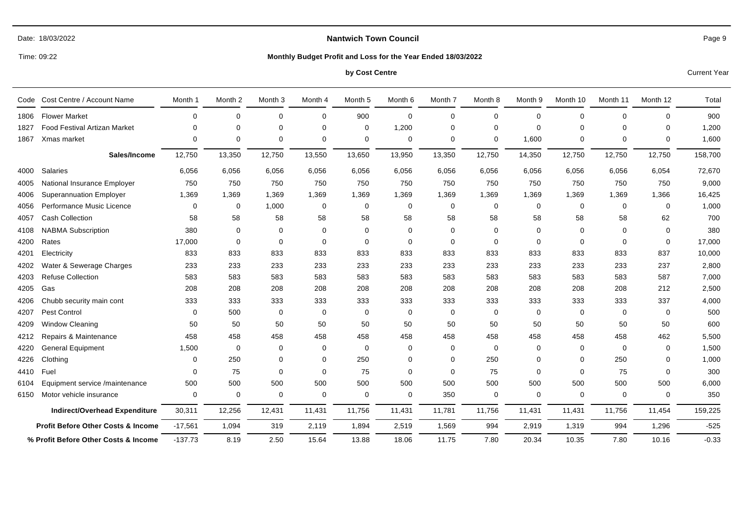**Nantwich Town Council**

**Monthly Budget Profit and Loss for the Year Ended 18/03/2022**

**by Cost Centre**

Date: 18/03/2022

Time: 09:22

Current Year

| Code | Cost Centre / Account Name | Month 1 | Month 2 | Month 3 | Month 4 | Month 5 | Month 6 | Month 7 | Month 8 | Month 9 | Month 10 | Month 11 | Month 12 | Total |
|---|---|---|---|---|---|---|---|---|---|---|---|---|---|---|
| 1806 | Flower Market | 0 | 0 | 0 | 0 | 900 | 0 | 0 | 0 | 0 | 0 | 0 | 0 | 900 |
| 1827 | Food Festival Artizan Market | 0 | 0 | 0 | 0 | 0 | 1,200 | 0 | 0 | 0 | 0 | 0 | 0 | 1,200 |
| 1867 | Xmas market | 0 | 0 | 0 | 0 | 0 | 0 | 0 | 0 | 1,600 | 0 | 0 | 0 | 1,600 |
| | **Sales/Income** | 12,750 | 13,350 | 12,750 | 13,550 | 13,650 | 13,950 | 13,350 | 12,750 | 14,350 | 12,750 | 12,750 | 12,750 | 158,700 |
| 4000 | Salaries | 6,056 | 6,056 | 6,056 | 6,056 | 6,056 | 6,056 | 6,056 | 6,056 | 6,056 | 6,056 | 6,056 | 6,054 | 72,670 |
| 4005 | National Insurance Employer | 750 | 750 | 750 | 750 | 750 | 750 | 750 | 750 | 750 | 750 | 750 | 750 | 9,000 |
| 4006 | Superannuation Employer | 1,369 | 1,369 | 1,369 | 1,369 | 1,369 | 1,369 | 1,369 | 1,369 | 1,369 | 1,369 | 1,369 | 1,366 | 16,425 |
| 4056 | Performance Music Licence | 0 | 0 | 1,000 | 0 | 0 | 0 | 0 | 0 | 0 | 0 | 0 | 0 | 1,000 |
| 4057 | Cash Collection | 58 | 58 | 58 | 58 | 58 | 58 | 58 | 58 | 58 | 58 | 58 | 62 | 700 |
| 4108 | NABMA Subscription | 380 | 0 | 0 | 0 | 0 | 0 | 0 | 0 | 0 | 0 | 0 | 0 | 380 |
| 4200 | Rates | 17,000 | 0 | 0 | 0 | 0 | 0 | 0 | 0 | 0 | 0 | 0 | 0 | 17,000 |
| 4201 | Electricity | 833 | 833 | 833 | 833 | 833 | 833 | 833 | 833 | 833 | 833 | 833 | 837 | 10,000 |
| 4202 | Water & Sewerage Charges | 233 | 233 | 233 | 233 | 233 | 233 | 233 | 233 | 233 | 233 | 233 | 237 | 2,800 |
| 4203 | Refuse Collection | 583 | 583 | 583 | 583 | 583 | 583 | 583 | 583 | 583 | 583 | 583 | 587 | 7,000 |
| 4205 | Gas | 208 | 208 | 208 | 208 | 208 | 208 | 208 | 208 | 208 | 208 | 208 | 212 | 2,500 |
| 4206 | Chubb security main cont | 333 | 333 | 333 | 333 | 333 | 333 | 333 | 333 | 333 | 333 | 333 | 337 | 4,000 |
| 4207 | Pest Control | 0 | 500 | 0 | 0 | 0 | 0 | 0 | 0 | 0 | 0 | 0 | 0 | 500 |
| 4209 | Window Cleaning | 50 | 50 | 50 | 50 | 50 | 50 | 50 | 50 | 50 | 50 | 50 | 50 | 600 |
| 4212 | Repairs & Maintenance | 458 | 458 | 458 | 458 | 458 | 458 | 458 | 458 | 458 | 458 | 458 | 462 | 5,500 |
| 4220 | General Equipment | 1,500 | 0 | 0 | 0 | 0 | 0 | 0 | 0 | 0 | 0 | 0 | 0 | 1,500 |
| 4226 | Clothing | 0 | 250 | 0 | 0 | 250 | 0 | 0 | 250 | 0 | 0 | 250 | 0 | 1,000 |
| 4410 | Fuel | 0 | 75 | 0 | 0 | 75 | 0 | 0 | 75 | 0 | 0 | 75 | 0 | 300 |
| 6104 | Equipment service /maintenance | 500 | 500 | 500 | 500 | 500 | 500 | 500 | 500 | 500 | 500 | 500 | 500 | 6,000 |
| 6150 | Motor vehicle insurance | 0 | 0 | 0 | 0 | 0 | 0 | 350 | 0 | 0 | 0 | 0 | 0 | 350 |
| | **Indirect/Overhead Expenditure** | 30,311 | 12,256 | 12,431 | 11,431 | 11,756 | 11,431 | 11,781 | 11,756 | 11,431 | 11,431 | 11,756 | 11,454 | 159,225 |
| | **Profit Before Other Costs & Income** | -17,561 | 1,094 | 319 | 2,119 | 1,894 | 2,519 | 1,569 | 994 | 2,919 | 1,319 | 994 | 1,296 | -525 |
| | **% Profit Before Other Costs & Income** | -137.73 | 8.19 | 2.50 | 15.64 | 13.88 | 18.06 | 11.75 | 7.80 | 20.34 | 10.35 | 7.80 | 10.16 | -0.33 |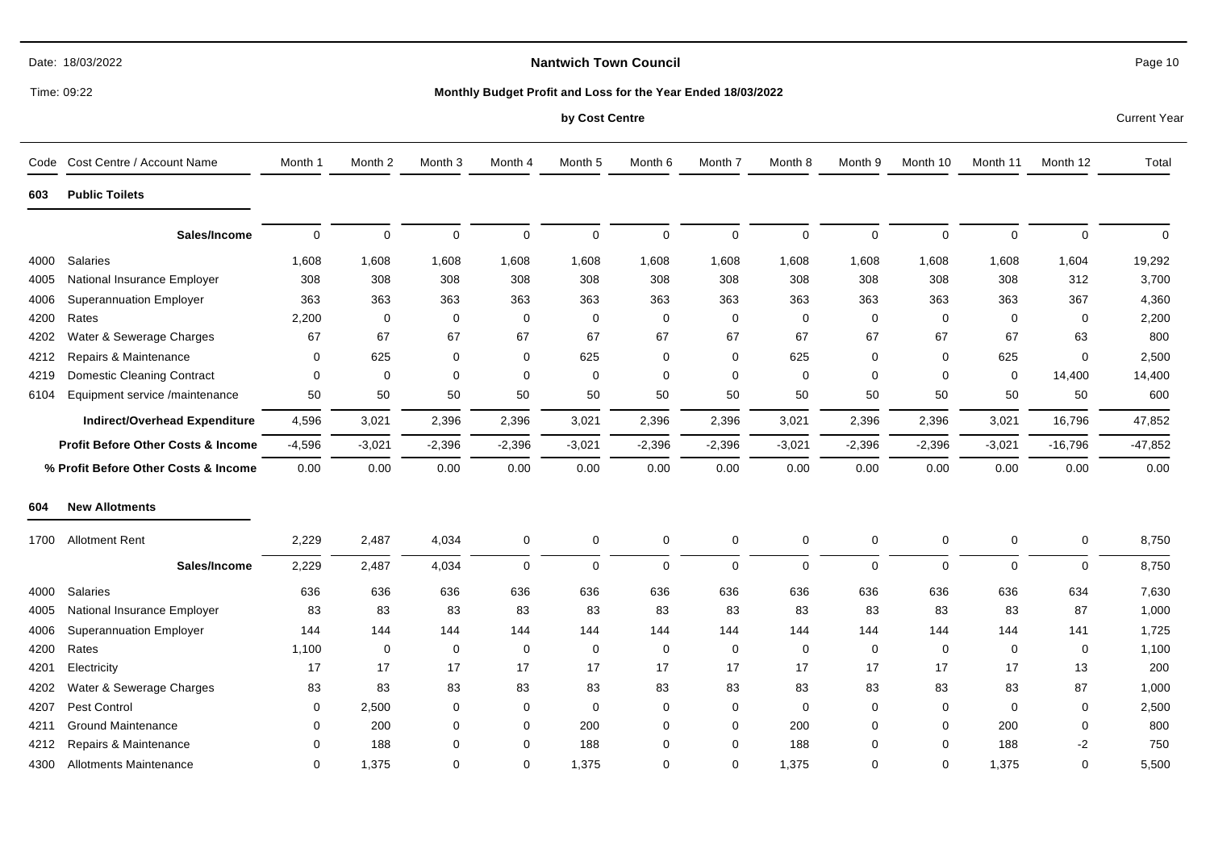Date: 18/03/2022

Time: 09:22

# Nantwich Town Council

## Monthly Budget Profit and Loss for the Year Ended 18/03/2022

### by Cost Centre

Current Year

| Code | Cost Centre / Account Name | Month 1 | Month 2 | Month 3 | Month 4 | Month 5 | Month 6 | Month 7 | Month 8 | Month 9 | Month 10 | Month 11 | Month 12 | Total |
|---|---|---|---|---|---|---|---|---|---|---|---|---|---|---|
| **603** | **Public Toilets** | | | | | | | | | | | | | |
| | **Sales/Income** | 0 | 0 | 0 | 0 | 0 | 0 | 0 | 0 | 0 | 0 | 0 | 0 | 0 |
| 4000 | Salaries | 1,608 | 1,608 | 1,608 | 1,608 | 1,608 | 1,608 | 1,608 | 1,608 | 1,608 | 1,608 | 1,608 | 1,604 | 19,292 |
| 4005 | National Insurance Employer | 308 | 308 | 308 | 308 | 308 | 308 | 308 | 308 | 308 | 308 | 308 | 312 | 3,700 |
| 4006 | Superannuation Employer | 363 | 363 | 363 | 363 | 363 | 363 | 363 | 363 | 363 | 363 | 363 | 367 | 4,360 |
| 4200 | Rates | 2,200 | 0 | 0 | 0 | 0 | 0 | 0 | 0 | 0 | 0 | 0 | 0 | 2,200 |
| 4202 | Water & Sewerage Charges | 67 | 67 | 67 | 67 | 67 | 67 | 67 | 67 | 67 | 67 | 67 | 63 | 800 |
| 4212 | Repairs & Maintenance | 0 | 625 | 0 | 0 | 625 | 0 | 0 | 625 | 0 | 0 | 625 | 0 | 2,500 |
| 4219 | Domestic Cleaning Contract | 0 | 0 | 0 | 0 | 0 | 0 | 0 | 0 | 0 | 0 | 0 | 14,400 | 14,400 |
| 6104 | Equipment service /maintenance | 50 | 50 | 50 | 50 | 50 | 50 | 50 | 50 | 50 | 50 | 50 | 50 | 600 |
| | **Indirect/Overhead Expenditure** | 4,596 | 3,021 | 2,396 | 2,396 | 3,021 | 2,396 | 2,396 | 3,021 | 2,396 | 2,396 | 3,021 | 16,796 | 47,852 |
| | **Profit Before Other Costs & Income** | -4,596 | -3,021 | -2,396 | -2,396 | -3,021 | -2,396 | -2,396 | -3,021 | -2,396 | -2,396 | -3,021 | -16,796 | -47,852 |
| | **% Profit Before Other Costs & Income** | 0.00 | 0.00 | 0.00 | 0.00 | 0.00 | 0.00 | 0.00 | 0.00 | 0.00 | 0.00 | 0.00 | 0.00 | 0.00 |
| **604** | **New Allotments** | | | | | | | | | | | | | |
| 1700 | Allotment Rent | 2,229 | 2,487 | 4,034 | 0 | 0 | 0 | 0 | 0 | 0 | 0 | 0 | 0 | 8,750 |
| | **Sales/Income** | 2,229 | 2,487 | 4,034 | 0 | 0 | 0 | 0 | 0 | 0 | 0 | 0 | 0 | 8,750 |
| 4000 | Salaries | 636 | 636 | 636 | 636 | 636 | 636 | 636 | 636 | 636 | 636 | 636 | 634 | 7,630 |
| 4005 | National Insurance Employer | 83 | 83 | 83 | 83 | 83 | 83 | 83 | 83 | 83 | 83 | 83 | 87 | 1,000 |
| 4006 | Superannuation Employer | 144 | 144 | 144 | 144 | 144 | 144 | 144 | 144 | 144 | 144 | 144 | 141 | 1,725 |
| 4200 | Rates | 1,100 | 0 | 0 | 0 | 0 | 0 | 0 | 0 | 0 | 0 | 0 | 0 | 1,100 |
| 4201 | Electricity | 17 | 17 | 17 | 17 | 17 | 17 | 17 | 17 | 17 | 17 | 17 | 13 | 200 |
| 4202 | Water & Sewerage Charges | 83 | 83 | 83 | 83 | 83 | 83 | 83 | 83 | 83 | 83 | 83 | 87 | 1,000 |
| 4207 | Pest Control | 0 | 2,500 | 0 | 0 | 0 | 0 | 0 | 0 | 0 | 0 | 0 | 0 | 2,500 |
| 4211 | Ground Maintenance | 0 | 200 | 0 | 0 | 200 | 0 | 0 | 200 | 0 | 0 | 200 | 0 | 800 |
| 4212 | Repairs & Maintenance | 0 | 188 | 0 | 0 | 188 | 0 | 0 | 188 | 0 | 0 | 188 | -2 | 750 |
| 4300 | Allotments Maintenance | 0 | 1,375 | 0 | 0 | 1,375 | 0 | 0 | 1,375 | 0 | 0 | 1,375 | 0 | 5,500 |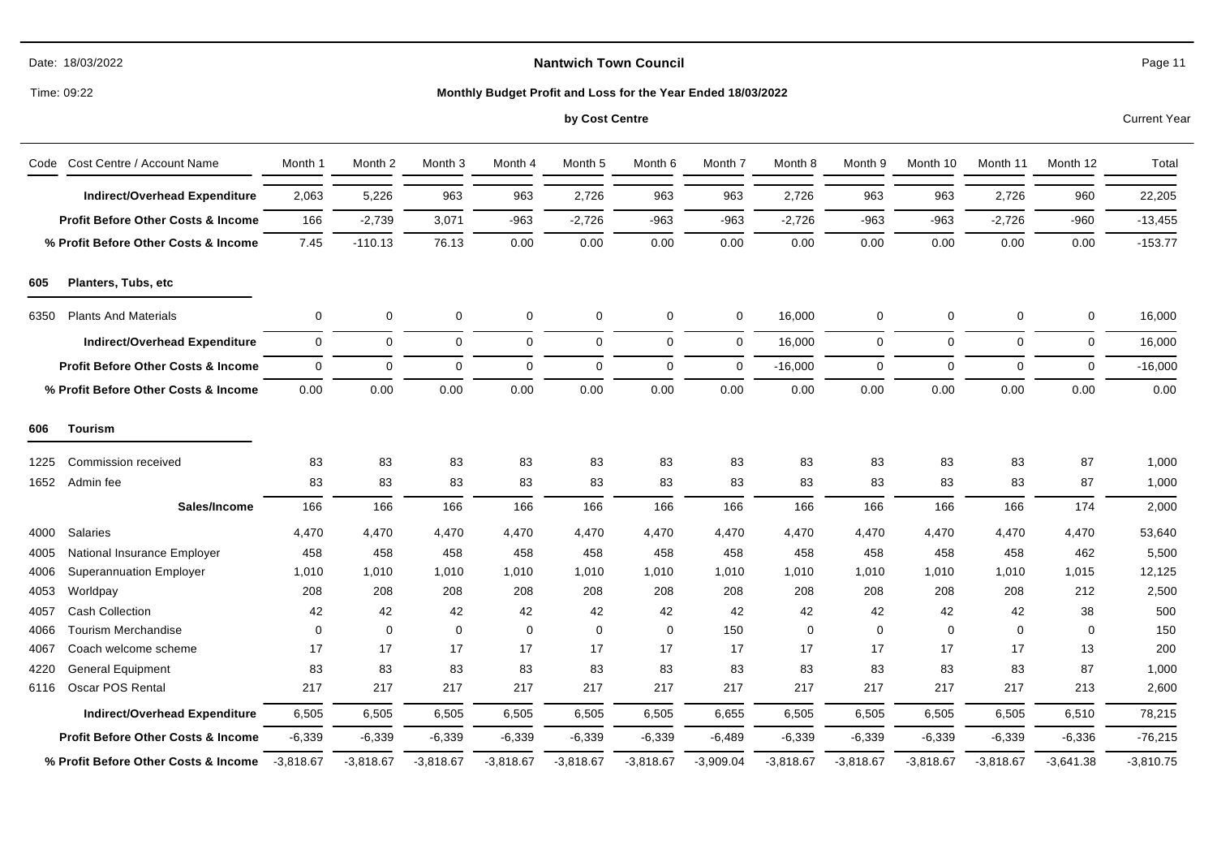**Nantwich Town Council**

**Monthly Budget Profit and Loss for the Year Ended 18/03/2022**

**by Cost Centre**

Current Year

| Code | Cost Centre / Account Name | Month 1 | Month 2 | Month 3 | Month 4 | Month 5 | Month 6 | Month 7 | Month 8 | Month 9 | Month 10 | Month 11 | Month 12 | Total |
|---|---|---|---|---|---|---|---|---|---|---|---|---|---|---|
| | **Indirect/Overhead Expenditure** | 2,063 | 5,226 | 963 | 963 | 2,726 | 963 | 963 | 2,726 | 963 | 963 | 2,726 | 960 | 22,205 |
| | **Profit Before Other Costs & Income** | 166 | -2,739 | 3,071 | -963 | -2,726 | -963 | -963 | -2,726 | -963 | -963 | -2,726 | -960 | -13,455 |
| | **% Profit Before Other Costs & Income** | 7.45 | -110.13 | 76.13 | 0.00 | 0.00 | 0.00 | 0.00 | 0.00 | 0.00 | 0.00 | 0.00 | 0.00 | -153.77 |
| **605** | **Planters, Tubs, etc** | | | | | | | | | | | | | |
| 6350 | Plants And Materials | 0 | 0 | 0 | 0 | 0 | 0 | 0 | 16,000 | 0 | 0 | 0 | 0 | 16,000 |
| | **Indirect/Overhead Expenditure** | 0 | 0 | 0 | 0 | 0 | 0 | 0 | 16,000 | 0 | 0 | 0 | 0 | 16,000 |
| | **Profit Before Other Costs & Income** | 0 | 0 | 0 | 0 | 0 | 0 | 0 | -16,000 | 0 | 0 | 0 | 0 | -16,000 |
| | **% Profit Before Other Costs & Income** | 0.00 | 0.00 | 0.00 | 0.00 | 0.00 | 0.00 | 0.00 | 0.00 | 0.00 | 0.00 | 0.00 | 0.00 | 0.00 |
| **606** | **Tourism** | | | | | | | | | | | | | |
| 1225 | Commission received | 83 | 83 | 83 | 83 | 83 | 83 | 83 | 83 | 83 | 83 | 83 | 87 | 1,000 |
| 1652 | Admin fee | 83 | 83 | 83 | 83 | 83 | 83 | 83 | 83 | 83 | 83 | 83 | 87 | 1,000 |
| | **Sales/Income** | 166 | 166 | 166 | 166 | 166 | 166 | 166 | 166 | 166 | 166 | 166 | 174 | 2,000 |
| 4000 | Salaries | 4,470 | 4,470 | 4,470 | 4,470 | 4,470 | 4,470 | 4,470 | 4,470 | 4,470 | 4,470 | 4,470 | 4,470 | 53,640 |
| 4005 | National Insurance Employer | 458 | 458 | 458 | 458 | 458 | 458 | 458 | 458 | 458 | 458 | 458 | 462 | 5,500 |
| 4006 | Superannuation Employer | 1,010 | 1,010 | 1,010 | 1,010 | 1,010 | 1,010 | 1,010 | 1,010 | 1,010 | 1,010 | 1,010 | 1,015 | 12,125 |
| 4053 | Worldpay | 208 | 208 | 208 | 208 | 208 | 208 | 208 | 208 | 208 | 208 | 208 | 212 | 2,500 |
| 4057 | Cash Collection | 42 | 42 | 42 | 42 | 42 | 42 | 42 | 42 | 42 | 42 | 42 | 38 | 500 |
| 4066 | Tourism Merchandise | 0 | 0 | 0 | 0 | 0 | 0 | 150 | 0 | 0 | 0 | 0 | 0 | 150 |
| 4067 | Coach welcome scheme | 17 | 17 | 17 | 17 | 17 | 17 | 17 | 17 | 17 | 17 | 17 | 13 | 200 |
| 4220 | General Equipment | 83 | 83 | 83 | 83 | 83 | 83 | 83 | 83 | 83 | 83 | 83 | 87 | 1,000 |
| 6116 | Oscar POS Rental | 217 | 217 | 217 | 217 | 217 | 217 | 217 | 217 | 217 | 217 | 217 | 213 | 2,600 |
| | **Indirect/Overhead Expenditure** | 6,505 | 6,505 | 6,505 | 6,505 | 6,505 | 6,505 | 6,655 | 6,505 | 6,505 | 6,505 | 6,505 | 6,510 | 78,215 |
| | **Profit Before Other Costs & Income** | -6,339 | -6,339 | -6,339 | -6,339 | -6,339 | -6,339 | -6,489 | -6,339 | -6,339 | -6,339 | -6,339 | -6,336 | -76,215 |
| | **% Profit Before Other Costs & Income** | -3,818.67 | -3,818.67 | -3,818.67 | -3,818.67 | -3,818.67 | -3,818.67 | -3,909.04 | -3,818.67 | -3,818.67 | -3,818.67 | -3,818.67 | -3,641.38 | -3,810.75 |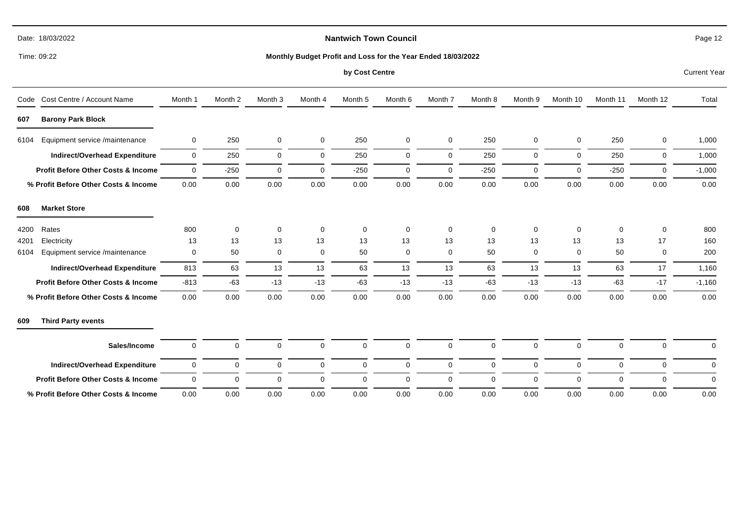Date: 18/03/2022

Time: 09:22

**Nantwich Town Council**

**Monthly Budget Profit and Loss for the Year Ended 18/03/2022**

**by Cost Centre**

Current Year

| Code | Cost Centre / Account Name | Month 1 | Month 2 | Month 3 | Month 4 | Month 5 | Month 6 | Month 7 | Month 8 | Month 9 | Month 10 | Month 11 | Month 12 | Total |
|---|---|---|---|---|---|---|---|---|---|---|---|---|---|---|
| **607** | **Barony Park Block** | | | | | | | | | | | | | |
| 6104 | Equipment service /maintenance | 0 | 250 | 0 | 0 | 250 | 0 | 0 | 250 | 0 | 0 | 250 | 0 | 1,000 |
| | **Indirect/Overhead Expenditure** | 0 | 250 | 0 | 0 | 250 | 0 | 0 | 250 | 0 | 0 | 250 | 0 | 1,000 |
| | **Profit Before Other Costs & Income** | 0 | -250 | 0 | 0 | -250 | 0 | 0 | -250 | 0 | 0 | -250 | 0 | -1,000 |
| | **% Profit Before Other Costs & Income** | 0.00 | 0.00 | 0.00 | 0.00 | 0.00 | 0.00 | 0.00 | 0.00 | 0.00 | 0.00 | 0.00 | 0.00 | 0.00 |
| **608** | **Market Store** | | | | | | | | | | | | | |
| 4200 | Rates | 800 | 0 | 0 | 0 | 0 | 0 | 0 | 0 | 0 | 0 | 0 | 0 | 800 |
| 4201 | Electricity | 13 | 13 | 13 | 13 | 13 | 13 | 13 | 13 | 13 | 13 | 13 | 17 | 160 |
| 6104 | Equipment service /maintenance | 0 | 50 | 0 | 0 | 50 | 0 | 0 | 50 | 0 | 0 | 50 | 0 | 200 |
| | **Indirect/Overhead Expenditure** | 813 | 63 | 13 | 13 | 63 | 13 | 13 | 63 | 13 | 13 | 63 | 17 | 1,160 |
| | **Profit Before Other Costs & Income** | -813 | -63 | -13 | -13 | -63 | -13 | -13 | -63 | -13 | -13 | -63 | -17 | -1,160 |
| | **% Profit Before Other Costs & Income** | 0.00 | 0.00 | 0.00 | 0.00 | 0.00 | 0.00 | 0.00 | 0.00 | 0.00 | 0.00 | 0.00 | 0.00 | 0.00 |
| **609** | **Third Party events** | | | | | | | | | | | | | |
| | **Sales/Income** | 0 | 0 | 0 | 0 | 0 | 0 | 0 | 0 | 0 | 0 | 0 | 0 | 0 |
| | **Indirect/Overhead Expenditure** | 0 | 0 | 0 | 0 | 0 | 0 | 0 | 0 | 0 | 0 | 0 | 0 | 0 |
| | **Profit Before Other Costs & Income** | 0 | 0 | 0 | 0 | 0 | 0 | 0 | 0 | 0 | 0 | 0 | 0 | 0 |
| | **% Profit Before Other Costs & Income** | 0.00 | 0.00 | 0.00 | 0.00 | 0.00 | 0.00 | 0.00 | 0.00 | 0.00 | 0.00 | 0.00 | 0.00 | 0.00 |